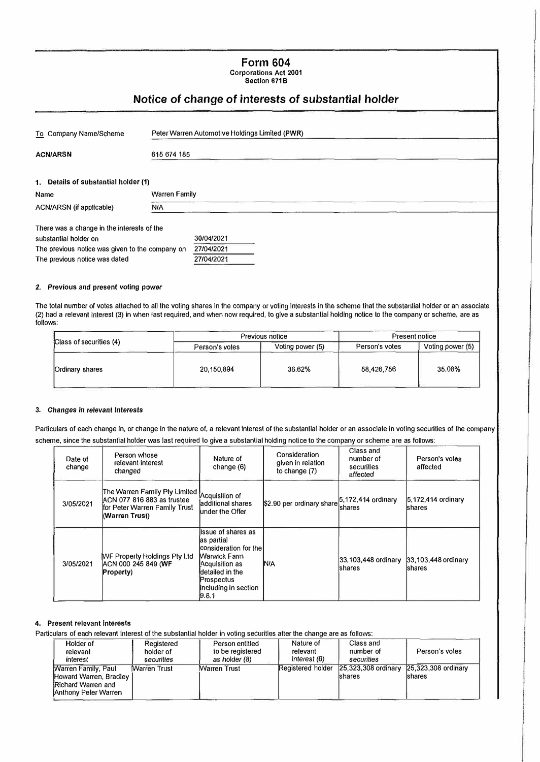# Form 604

**Corporations Act 2001**
**Section 671B**

## Notice of change of interests of substantial holder

| | |
|---|---|
| To Company Name/Scheme | Peter Warren Automotive Holdings Limited (PWR) |
| **ACN/ARSN** | 615 674 185 |

### 1. Details of substantial holder (1)

| | |
|---|---|
| Name | Warren Family |
| ACN/ARSN (if applicable) | N/A |

| | |
|---|---|
| There was a change in the interests of the substantial holder on | 30/04/2021 |
| The previous notice was given to the company on | 27/04/2021 |
| The previous notice was dated | 27/04/2021 |

### 2. Previous and present voting power

The total number of votes attached to all the voting shares in the company or voting interests in the scheme that the substantial holder or an associate (2) had a relevant interest (3) in when last required, and when now required, to give a substantial holding notice to the company or scheme, are as follows:

| Class of securities (4) | Previous notice | | Present notice | |
|---|---|---|---|---|
| | Person's votes | Voting power (5) | Person's votes | Voting power (5) |
| Ordinary shares | 20,150,894 | 36.62% | 58,426,756 | 35.08% |

### 3. Changes in relevant interests

Particulars of each change in, or change in the nature of, a relevant interest of the substantial holder or an associate in voting securities of the company scheme, since the substantial holder was last required to give a substantial holding notice to the company or scheme are as follows:

| Date of change | Person whose relevant interest changed | Nature of change (6) | Consideration given in relation to change (7) | Class and number of securities affected | Person's votes affected |
|---|---|---|---|---|---|
| 3/05/2021 | The Warren Family Pty Limited ACN 077 816 883 as trustee for Peter Warren Family Trust **(Warren Trust)** | Acquisition of additional shares under the Offer | $2.90 per ordinary share | 5,172,414 ordinary shares | 5,172,414 ordinary shares |
| 3/05/2021 | WF Property Holdings Pty Ltd ACN 000 245 849 **(WF Property)** | Issue of shares as as partial consideration for the Warwick Farm Acquisition as detailed in the Prospectus including in section 9.8.1 | N/A | 33,103,448 ordinary shares | 33,103,448 ordinary shares |

### 4. Present relevant interests

Particulars of each relevant interest of the substantial holder in voting securities after the change are as follows:

| Holder of relevant interest | Registered holder of securities | Person entitled to be registered as holder (8) | Nature of relevant interest (6) | Class and number of securities | Person's votes |
|---|---|---|---|---|---|
| Warren Family, Paul Howard Warren, Bradley Richard Warren and Anthony Peter Warren | Warren Trust | Warren Trust | Registered holder | 25,323,308 ordinary shares | 25,323,308 ordinary shares |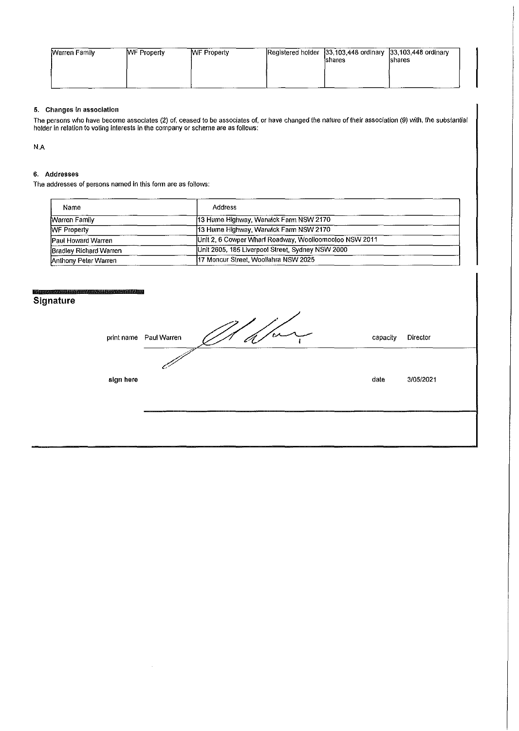| | | | | | |
|---|---|---|---|---|---|
| Warren Family | WF Property | WF Property | Registered holder | 33,103,448 ordinary shares | 33,103,448 ordinary shares |

### 5. Changes in association

The persons who have become associates (2) of, ceased to be associates of, or have changed the nature of their association (9) with, the substantial holder in relation to voting interests in the company or scheme are as follows:

N.A

### 6. Addresses

The addresses of persons named in this form are as follows:

| Name | Address |
|---|---|
| Warren Family | 13 Hume Highway, Warwick Farm NSW 2170 |
| WF Property | 13 Hume Highway, Warwick Farm NSW 2170 |
| Paul Howard Warren | Unit 2, 6 Cowper Wharf Roadway, Woolloomooloo NSW 2011 |
| Bradley Richard Warren | Unit 2605, 185 Liverpool Street, Sydney NSW 2000 |
| Anthony Peter Warren | 17 Moncur Street, Woollahra NSW 2025 |

## Signature

print name Paul Warren

capacity Director

sign here

date 3/05/2021